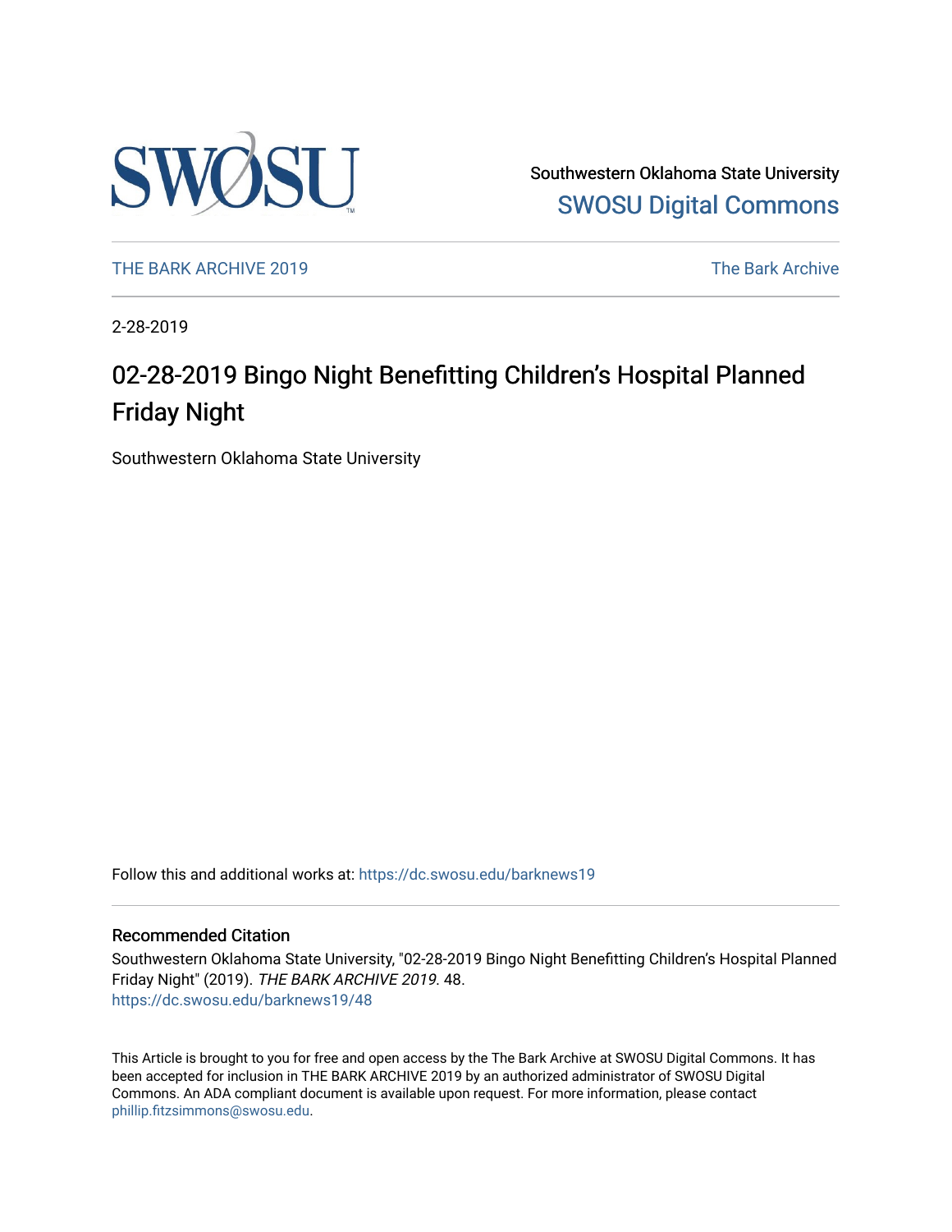Southwestern Oklahoma State University
SWOSU Digital Commons

THE BARK ARCHIVE 2019 | The Bark Archive

2-28-2019

# 02-28-2019 Bingo Night Benefitting Children's Hospital Planned Friday Night

Southwestern Oklahoma State University

Follow this and additional works at: https://dc.swosu.edu/barknews19

## Recommended Citation

Southwestern Oklahoma State University, "02-28-2019 Bingo Night Benefitting Children's Hospital Planned Friday Night" (2019). *THE BARK ARCHIVE 2019*. 48.
https://dc.swosu.edu/barknews19/48

This Article is brought to you for free and open access by the The Bark Archive at SWOSU Digital Commons. It has been accepted for inclusion in THE BARK ARCHIVE 2019 by an authorized administrator of SWOSU Digital Commons. An ADA compliant document is available upon request. For more information, please contact phillip.fitzsimmons@swosu.edu.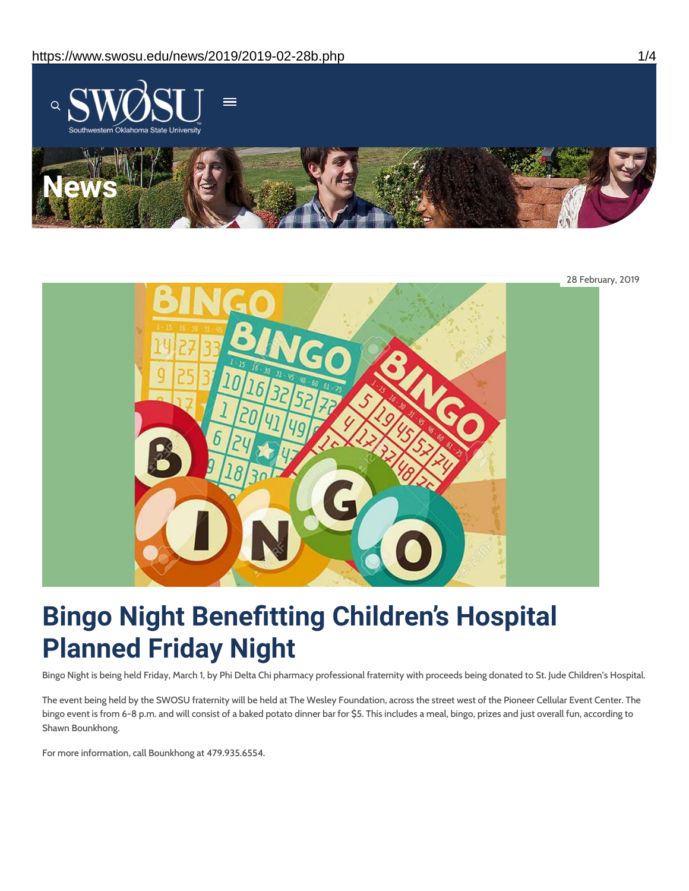28 February, 2019

# Bingo Night Benefitting Children's Hospital Planned Friday Night

Bingo Night is being held Friday, March 1, by Phi Delta Chi pharmacy professional fraternity with proceeds being donated to St. Jude Children's Hospital.

The event being held by the SWOSU fraternity will be held at The Wesley Foundation, across the street west of the Pioneer Cellular Event Center. The bingo event is from 6-8 p.m. and will consist of a baked potato dinner bar for $5. This includes a meal, bingo, prizes and just overall fun, according to Shawn Bounkhong.

For more information, call Bounkhong at 479.935.6554.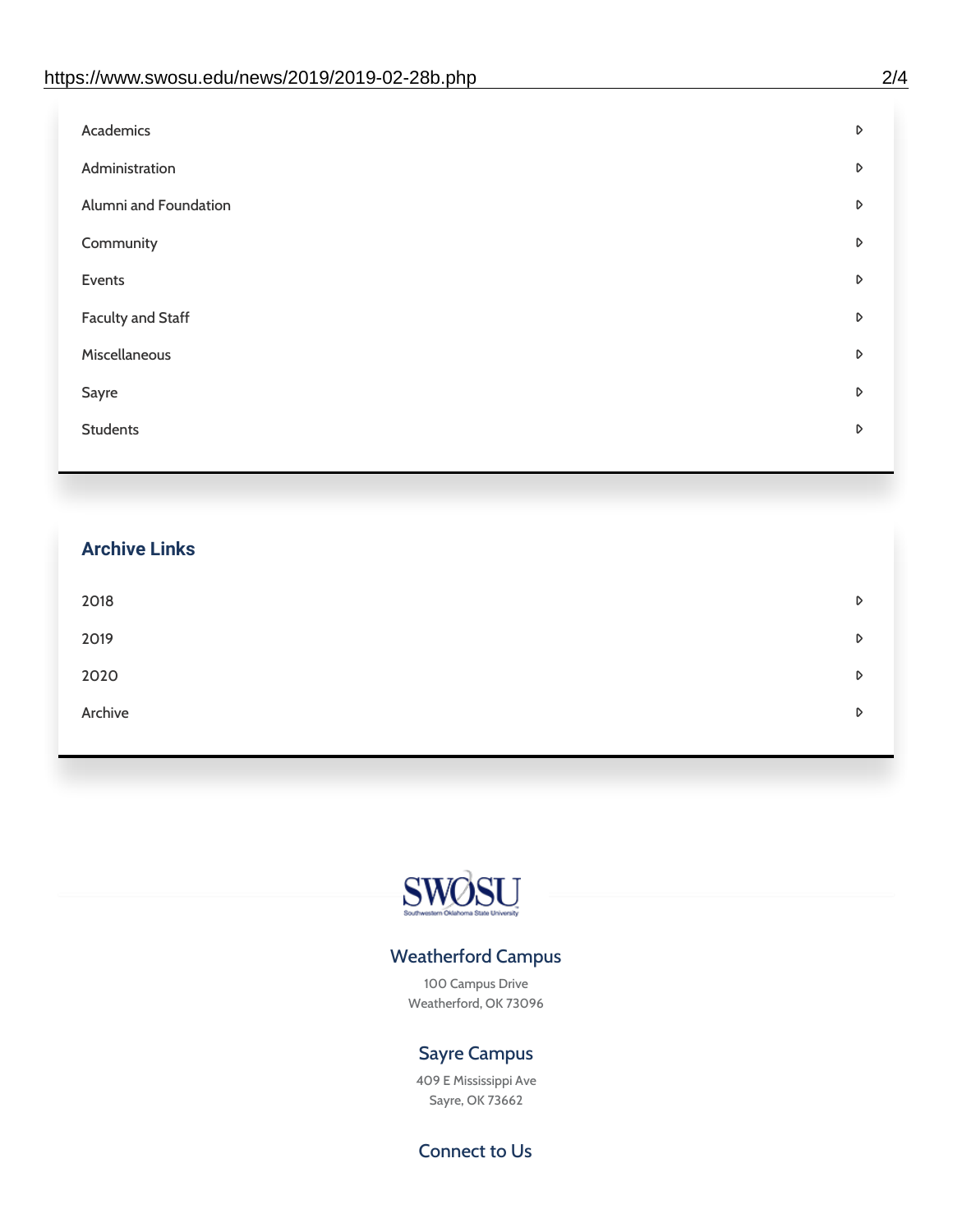- Academics
- Administration
- Alumni and Foundation
- Community
- Events
- Faculty and Staff
- Miscellaneous
- Sayre
- Students

## Archive Links

- 2018
- 2019
- 2020
- Archive

SWOSU

Southwestern Oklahoma State University

### Weatherford Campus

100 Campus Drive
Weatherford, OK 73096

### Sayre Campus

409 E Mississippi Ave
Sayre, OK 73662

### Connect to Us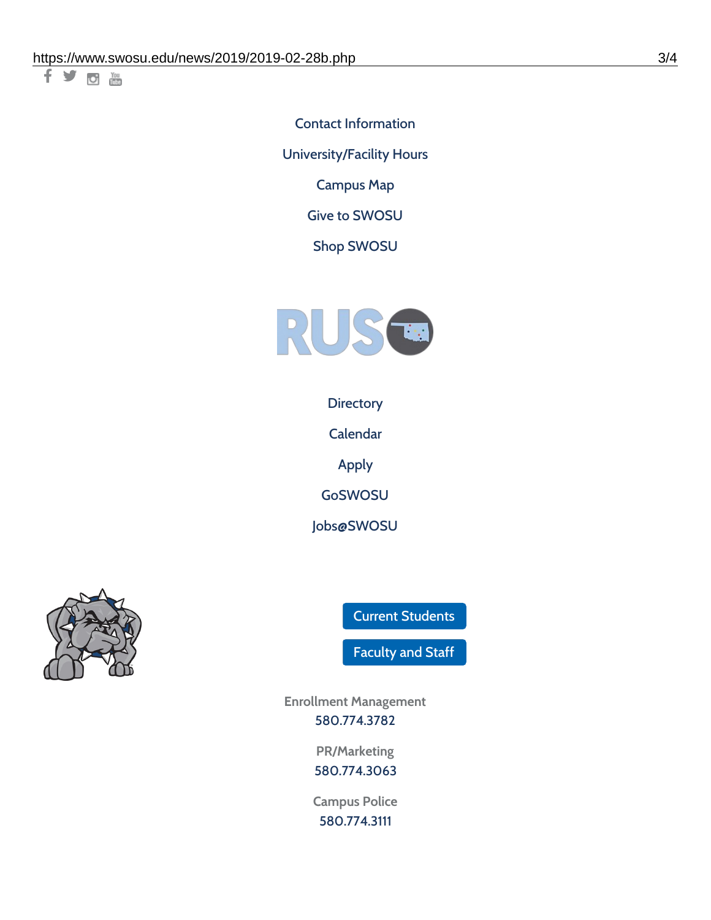Contact Information

University/Facility Hours

Campus Map

Give to SWOSU

Shop SWOSU

Directory

Calendar

Apply

GoSWOSU

Jobs@SWOSU

Current Students

Faculty and Staff

Enrollment Management
580.774.3782

PR/Marketing
580.774.3063

Campus Police
580.774.3111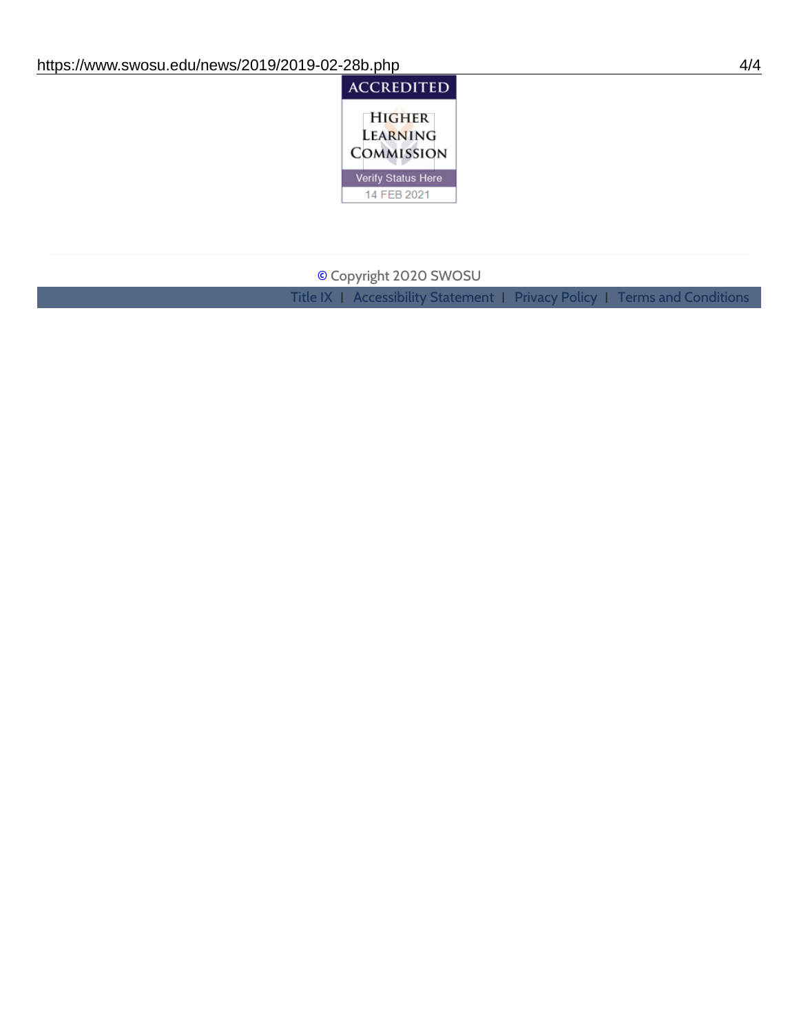ACCREDITED

HIGHER LEARNING COMMISSION

Verify Status Here

14 FEB 2021

© Copyright 2020 SWOSU

Title IX | Accessibility Statement | Privacy Policy | Terms and Conditions